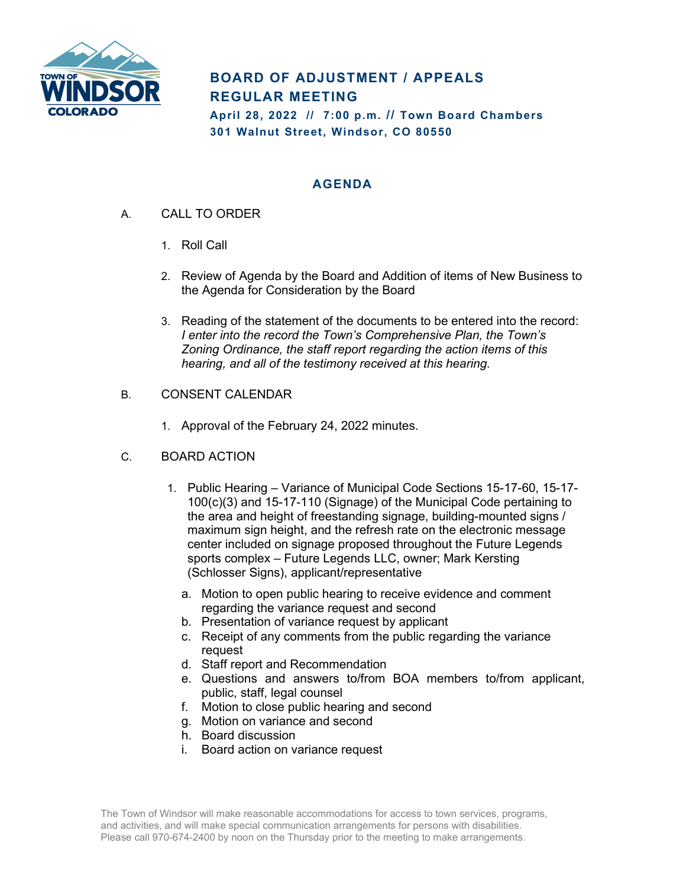TOWN OF WINDSOR COLORADO

# BOARD OF ADJUSTMENT / APPEALS REGULAR MEETING

**April 28, 2022 // 7:00 p.m. // Town Board Chambers**
**301 Walnut Street, Windsor, CO 80550**

## AGENDA

A. CALL TO ORDER

1. Roll Call

2. Review of Agenda by the Board and Addition of items of New Business to the Agenda for Consideration by the Board

3. Reading of the statement of the documents to be entered into the record: *I enter into the record the Town's Comprehensive Plan, the Town's Zoning Ordinance, the staff report regarding the action items of this hearing, and all of the testimony received at this hearing.*

B. CONSENT CALENDAR

1. Approval of the February 24, 2022 minutes.

C. BOARD ACTION

1. Public Hearing – Variance of Municipal Code Sections 15-17-60, 15-17-100(c)(3) and 15-17-110 (Signage) of the Municipal Code pertaining to the area and height of freestanding signage, building-mounted signs / maximum sign height, and the refresh rate on the electronic message center included on signage proposed throughout the Future Legends sports complex – Future Legends LLC, owner; Mark Kersting (Schlosser Signs), applicant/representative

   a. Motion to open public hearing to receive evidence and comment regarding the variance request and second
   b. Presentation of variance request by applicant
   c. Receipt of any comments from the public regarding the variance request
   d. Staff report and Recommendation
   e. Questions and answers to/from BOA members to/from applicant, public, staff, legal counsel
   f. Motion to close public hearing and second
   g. Motion on variance and second
   h. Board discussion
   i. Board action on variance request

The Town of Windsor will make reasonable accommodations for access to town services, programs, and activities, and will make special communication arrangements for persons with disabilities. Please call 970-674-2400 by noon on the Thursday prior to the meeting to make arrangements.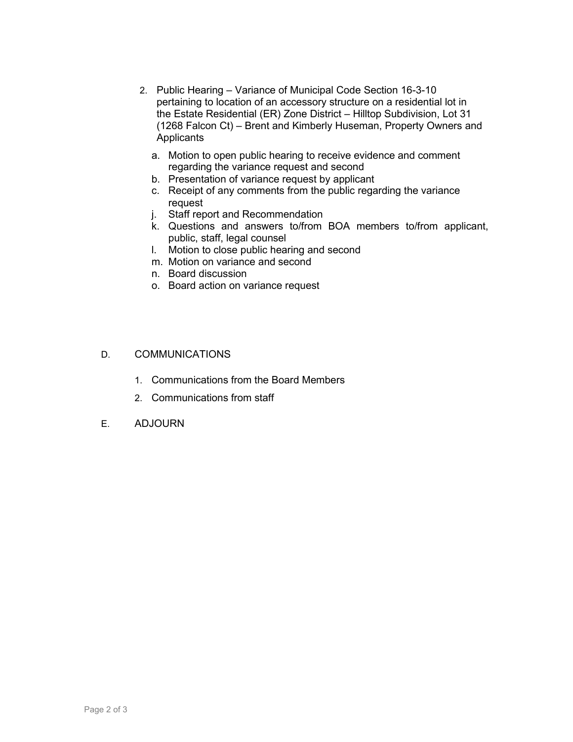2. Public Hearing – Variance of Municipal Code Section 16-3-10 pertaining to location of an accessory structure on a residential lot in the Estate Residential (ER) Zone District – Hilltop Subdivision, Lot 31 (1268 Falcon Ct) – Brent and Kimberly Huseman, Property Owners and Applicants

   a. Motion to open public hearing to receive evidence and comment regarding the variance request and second
   b. Presentation of variance request by applicant
   c. Receipt of any comments from the public regarding the variance request
   j. Staff report and Recommendation
   k. Questions and answers to/from BOA members to/from applicant, public, staff, legal counsel
   l. Motion to close public hearing and second
   m. Motion on variance and second
   n. Board discussion
   o. Board action on variance request

D. COMMUNICATIONS

1. Communications from the Board Members
2. Communications from staff

E. ADJOURN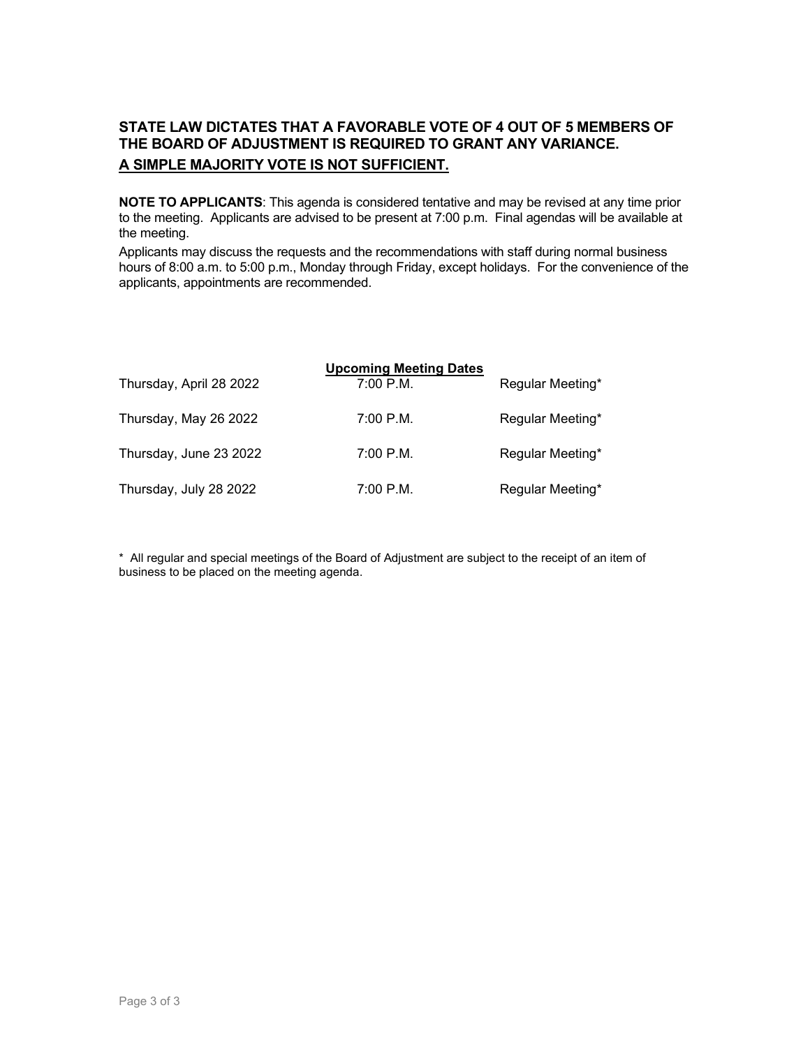**STATE LAW DICTATES THAT A FAVORABLE VOTE OF 4 OUT OF 5 MEMBERS OF THE BOARD OF ADJUSTMENT IS REQUIRED TO GRANT ANY VARIANCE.**

**A SIMPLE MAJORITY VOTE IS NOT SUFFICIENT.**

**NOTE TO APPLICANTS**: This agenda is considered tentative and may be revised at any time prior to the meeting. Applicants are advised to be present at 7:00 p.m. Final agendas will be available at the meeting.

Applicants may discuss the requests and the recommendations with staff during normal business hours of 8:00 a.m. to 5:00 p.m., Monday through Friday, except holidays. For the convenience of the applicants, appointments are recommended.

**Upcoming Meeting Dates**

| | | |
|---|---|---|
| Thursday, April 28 2022 | 7:00 P.M. | Regular Meeting* |
| Thursday, May 26 2022 | 7:00 P.M. | Regular Meeting* |
| Thursday, June 23 2022 | 7:00 P.M. | Regular Meeting* |
| Thursday, July 28 2022 | 7:00 P.M. | Regular Meeting* |

* All regular and special meetings of the Board of Adjustment are subject to the receipt of an item of business to be placed on the meeting agenda.